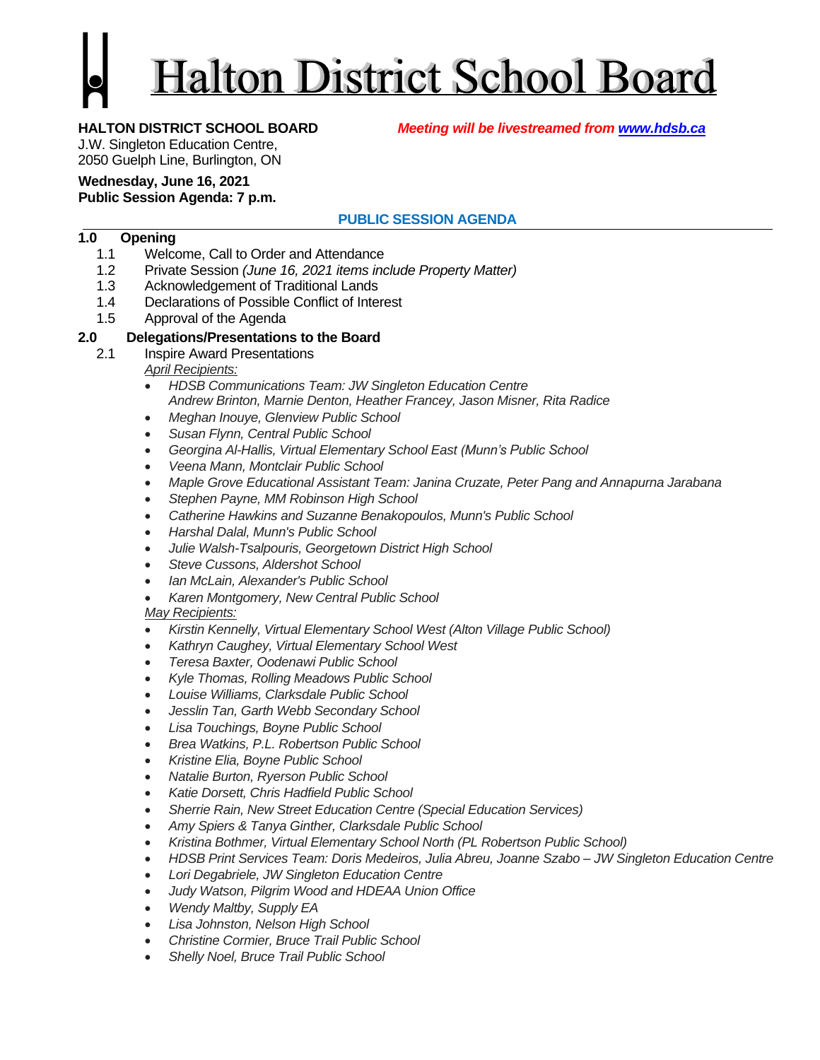# Halton District School Board

**HALTON DISTRICT SCHOOL BOARD** ***Meeting will be livestreamed from [www.hdsb.ca](www.hdsb.ca)***

J.W. Singleton Education Centre,
2050 Guelph Line, Burlington, ON

**Wednesday, June 16, 2021**
**Public Session Agenda: 7 p.m.**

## PUBLIC SESSION AGENDA

### 1.0 Opening

1.1 Welcome, Call to Order and Attendance
1.2 Private Session *(June 16, 2021 items include Property Matter)*
1.3 Acknowledgement of Traditional Lands
1.4 Declarations of Possible Conflict of Interest
1.5 Approval of the Agenda

### 2.0 Delegations/Presentations to the Board

2.1 Inspire Award Presentations

*April Recipients:*

- *HDSB Communications Team: JW Singleton Education Centre Andrew Brinton, Marnie Denton, Heather Francey, Jason Misner, Rita Radice*
- *Meghan Inouye, Glenview Public School*
- *Susan Flynn, Central Public School*
- *Georgina Al-Hallis, Virtual Elementary School East (Munn's Public School*
- *Veena Mann, Montclair Public School*
- *Maple Grove Educational Assistant Team: Janina Cruzate, Peter Pang and Annapurna Jarabana*
- *Stephen Payne, MM Robinson High School*
- *Catherine Hawkins and Suzanne Benakopoulos, Munn's Public School*
- *Harshal Dalal, Munn's Public School*
- *Julie Walsh-Tsalpouris, Georgetown District High School*
- *Steve Cussons, Aldershot School*
- *Ian McLain, Alexander's Public School*
- *Karen Montgomery, New Central Public School*

*May Recipients:*

- *Kirstin Kennelly, Virtual Elementary School West (Alton Village Public School)*
- *Kathryn Caughey, Virtual Elementary School West*
- *Teresa Baxter, Oodenawi Public School*
- *Kyle Thomas, Rolling Meadows Public School*
- *Louise Williams, Clarksdale Public School*
- *Jesslin Tan, Garth Webb Secondary School*
- *Lisa Touchings, Boyne Public School*
- *Brea Watkins, P.L. Robertson Public School*
- *Kristine Elia, Boyne Public School*
- *Natalie Burton, Ryerson Public School*
- *Katie Dorsett, Chris Hadfield Public School*
- *Sherrie Rain, New Street Education Centre (Special Education Services)*
- *Amy Spiers & Tanya Ginther, Clarksdale Public School*
- *Kristina Bothmer, Virtual Elementary School North (PL Robertson Public School)*
- *HDSB Print Services Team: Doris Medeiros, Julia Abreu, Joanne Szabo – JW Singleton Education Centre*
- *Lori Degabriele, JW Singleton Education Centre*
- *Judy Watson, Pilgrim Wood and HDEAA Union Office*
- *Wendy Maltby, Supply EA*
- *Lisa Johnston, Nelson High School*
- *Christine Cormier, Bruce Trail Public School*
- *Shelly Noel, Bruce Trail Public School*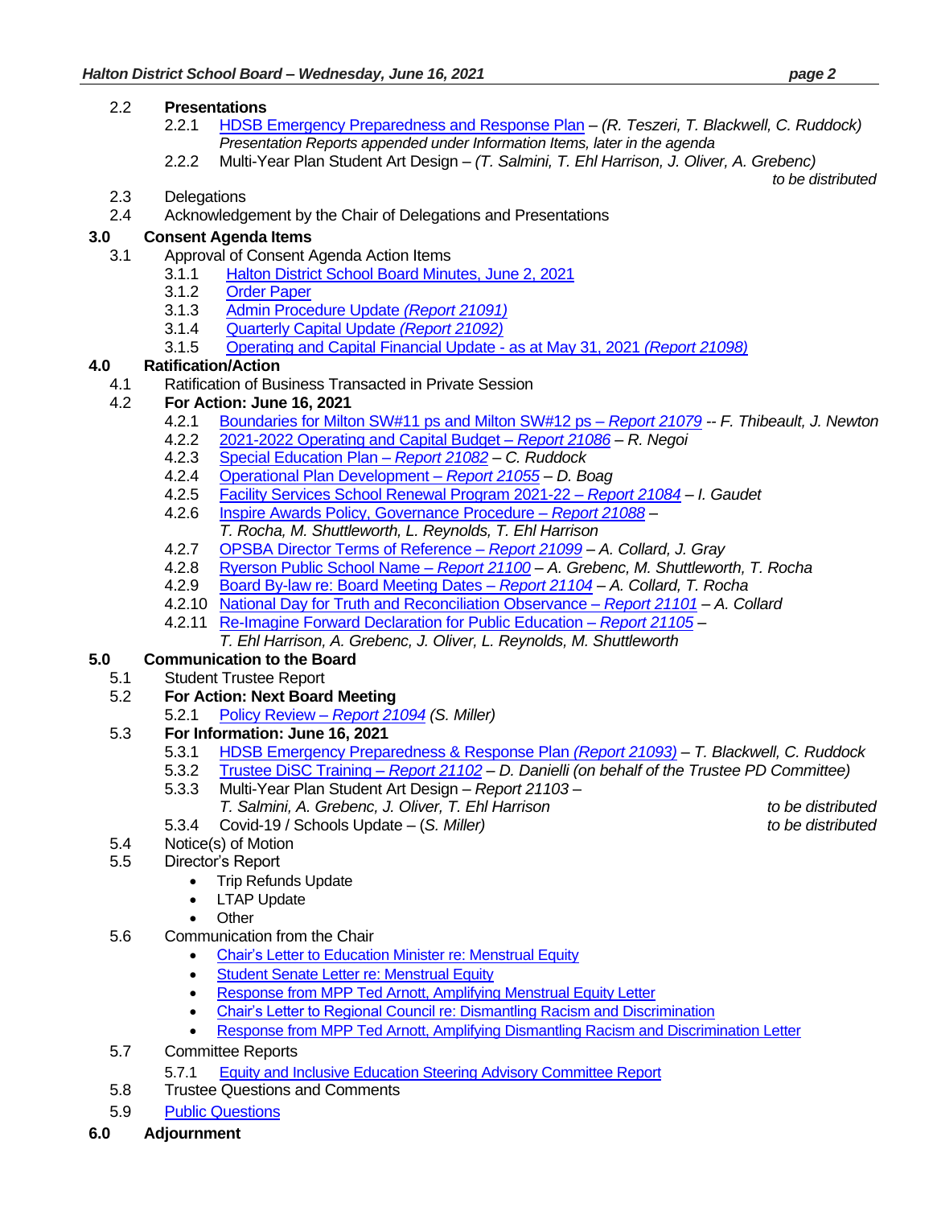- 2.2 **Presentations**
  - 2.2.1 HDSB Emergency Preparedness and Response Plan – *(R. Teszeri, T. Blackwell, C. Ruddock)*
    *Presentation Reports appended under Information Items, later in the agenda*
  - 2.2.2 Multi-Year Plan Student Art Design – *(T. Salmini, T. Ehl Harrison, J. Oliver, A. Grebenc)* *to be distributed*
- 2.3 Delegations
- 2.4 Acknowledgement by the Chair of Delegations and Presentations

**3.0 Consent Agenda Items**

- 3.1 Approval of Consent Agenda Action Items
  - 3.1.1 Halton District School Board Minutes, June 2, 2021
  - 3.1.2 Order Paper
  - 3.1.3 Admin Procedure Update *(Report 21091)*
  - 3.1.4 Quarterly Capital Update *(Report 21092)*
  - 3.1.5 Operating and Capital Financial Update - as at May 31, 2021 *(Report 21098)*

**4.0 Ratification/Action**

- 4.1 Ratification of Business Transacted in Private Session
- 4.2 **For Action: June 16, 2021**
  - 4.2.1 Boundaries for Milton SW#11 ps and Milton SW#12 ps – *Report 21079 -- F. Thibeault, J. Newton*
  - 4.2.2 2021-2022 Operating and Capital Budget – *Report 21086 – R. Negoi*
  - 4.2.3 Special Education Plan – *Report 21082 – C. Ruddock*
  - 4.2.4 Operational Plan Development – *Report 21055 – D. Boag*
  - 4.2.5 Facility Services School Renewal Program 2021-22 – *Report 21084 – I. Gaudet*
  - 4.2.6 Inspire Awards Policy, Governance Procedure – *Report 21088 –*
    *T. Rocha, M. Shuttleworth, L. Reynolds, T. Ehl Harrison*
  - 4.2.7 OPSBA Director Terms of Reference – *Report 21099 – A. Collard, J. Gray*
  - 4.2.8 Ryerson Public School Name – *Report 21100 – A. Grebenc, M. Shuttleworth, T. Rocha*
  - 4.2.9 Board By-law re: Board Meeting Dates – *Report 21104 – A. Collard, T. Rocha*
  - 4.2.10 National Day for Truth and Reconciliation Observance – *Report 21101 – A. Collard*
  - 4.2.11 Re-Imagine Forward Declaration for Public Education – *Report 21105 –*
    *T. Ehl Harrison, A. Grebenc, J. Oliver, L. Reynolds, M. Shuttleworth*

**5.0 Communication to the Board**

- 5.1 Student Trustee Report
- 5.2 **For Action: Next Board Meeting**
  - 5.2.1 Policy Review – *Report 21094 (S. Miller)*
- 5.3 **For Information: June 16, 2021**
  - 5.3.1 HDSB Emergency Preparedness & Response Plan *(Report 21093) – T. Blackwell, C. Ruddock*
  - 5.3.2 Trustee DiSC Training – *Report 21102 – D. Danielli (on behalf of the Trustee PD Committee)*
  - 5.3.3 Multi-Year Plan Student Art Design – *Report 21103 –*
    *T. Salmini, A. Grebenc, J. Oliver, T. Ehl Harrison* *to be distributed*
  - 5.3.4 Covid-19 / Schools Update – (*S. Miller)* *to be distributed*
- 5.4 Notice(s) of Motion
- 5.5 Director's Report
  - Trip Refunds Update
  - LTAP Update
  - Other
- 5.6 Communication from the Chair
  - Chair's Letter to Education Minister re: Menstrual Equity
  - Student Senate Letter re: Menstrual Equity
  - Response from MPP Ted Arnott, Amplifying Menstrual Equity Letter
  - Chair's Letter to Regional Council re: Dismantling Racism and Discrimination
  - Response from MPP Ted Arnott, Amplifying Dismantling Racism and Discrimination Letter
- 5.7 Committee Reports
  - 5.7.1 Equity and Inclusive Education Steering Advisory Committee Report
- 5.8 Trustee Questions and Comments
- 5.9 Public Questions

**6.0 Adjournment**